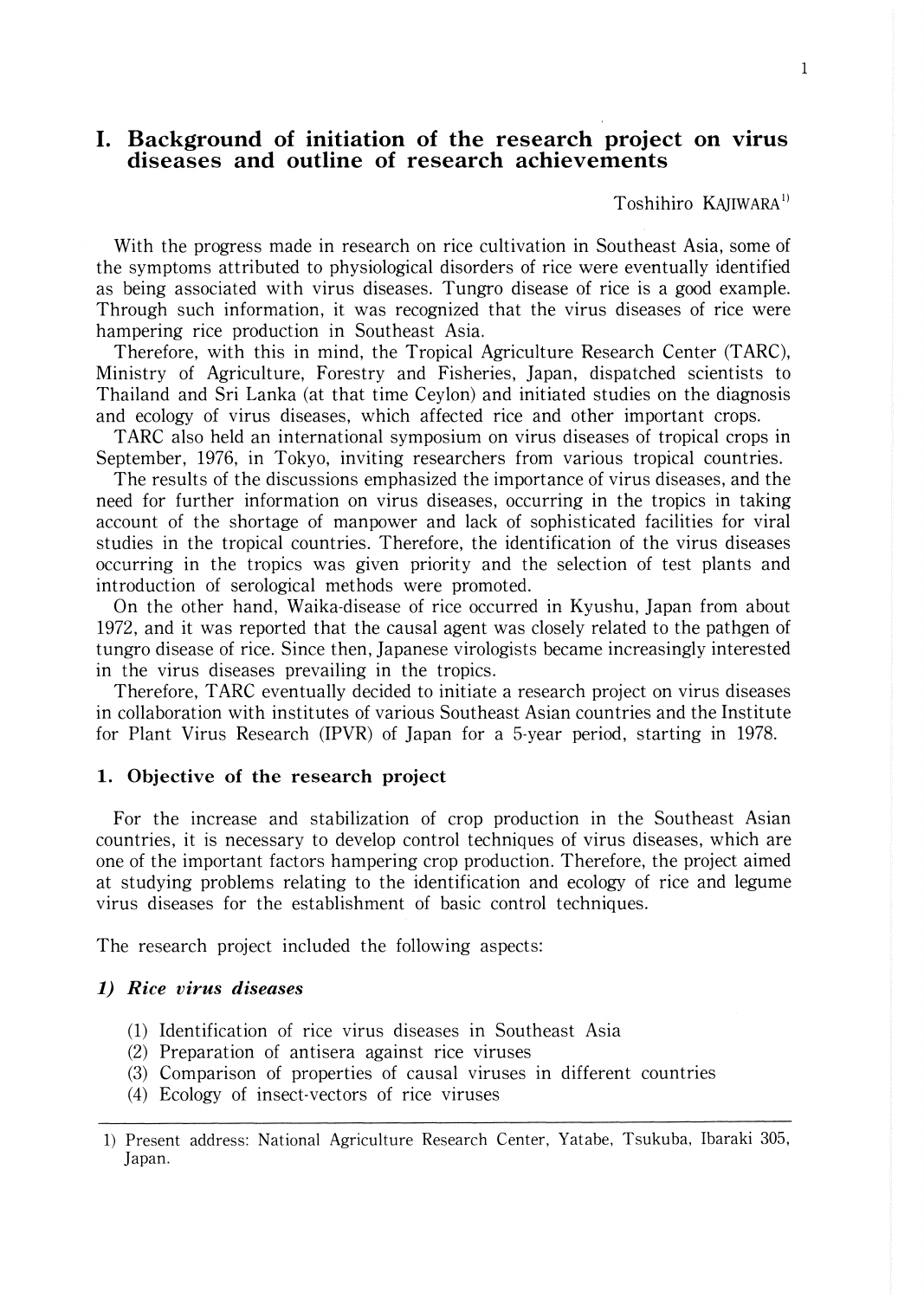# I. Background of initiation of the research project on virus diseases and outline of research achievements

Toshihiro KAJIWARA[1)]

With the progress made in research on rice cultivation in Southeast Asia, some of the symptoms attributed to physiological disorders of rice were eventually identified as being associated with virus diseases. Tungro disease of rice is a good example. Through such information, it was recognized that the virus diseases of rice were hampering rice production in Southeast Asia.

Therefore, with this in mind, the Tropical Agriculture Research Center (TARC), Ministry of Agriculture, Forestry and Fisheries, Japan, dispatched scientists to Thailand and Sri Lanka (at that time Ceylon) and initiated studies on the diagnosis and ecology of virus diseases, which affected rice and other important crops.

TARC also held an international symposium on virus diseases of tropical crops in September, 1976, in Tokyo, inviting researchers from various tropical countries.

The results of the discussions emphasized the importance of virus diseases, and the need for further information on virus diseases, occurring in the tropics in taking account of the shortage of manpower and lack of sophisticated facilities for viral studies in the tropical countries. Therefore, the identification of the virus diseases occurring in the tropics was given priority and the selection of test plants and introduction of serological methods were promoted.

On the other hand, Waika-disease of rice occurred in Kyushu, Japan from about 1972, and it was reported that the causal agent was closely related to the pathgen of tungro disease of rice. Since then, Japanese virologists became increasingly interested in the virus diseases prevailing in the tropics.

Therefore, TARC eventually decided to initiate a research project on virus diseases in collaboration with institutes of various Southeast Asian countries and the Institute for Plant Virus Research (IPVR) of Japan for a 5-year period, starting in 1978.

## 1. Objective of the research project

For the increase and stabilization of crop production in the Southeast Asian countries, it is necessary to develop control techniques of virus diseases, which are one of the important factors hampering crop production. Therefore, the project aimed at studying problems relating to the identification and ecology of rice and legume virus diseases for the establishment of basic control techniques.

The research project included the following aspects:

### *1) Rice virus diseases*

(1) Identification of rice virus diseases in Southeast Asia
(2) Preparation of antisera against rice viruses
(3) Comparison of properties of causal viruses in different countries
(4) Ecology of insect-vectors of rice viruses

---

1) Present address: National Agriculture Research Center, Yatabe, Tsukuba, Ibaraki 305, Japan.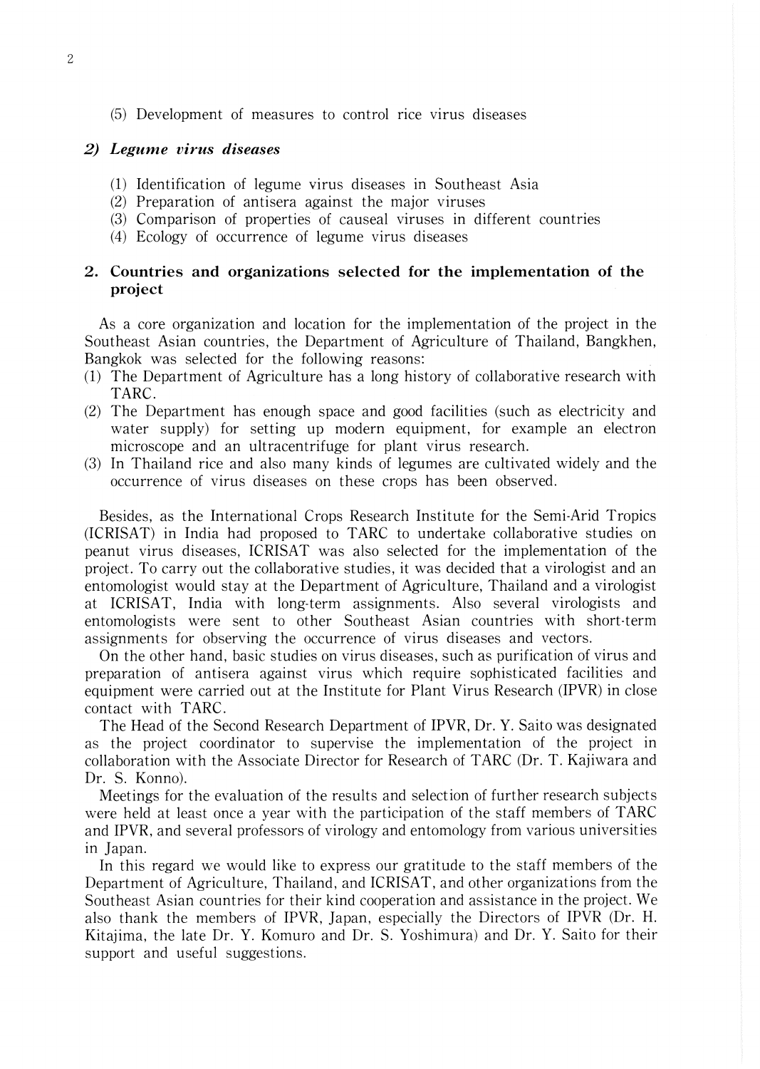(5) Development of measures to control rice virus diseases

### *2) Legume virus diseases*

(1) Identification of legume virus diseases in Southeast Asia
(2) Preparation of antisera against the major viruses
(3) Comparison of properties of causeal viruses in different countries
(4) Ecology of occurrence of legume virus diseases

## 2. Countries and organizations selected for the implementation of the project

As a core organization and location for the implementation of the project in the Southeast Asian countries, the Department of Agriculture of Thailand, Bangkhen, Bangkok was selected for the following reasons:

(1) The Department of Agriculture has a long history of collaborative research with TARC.
(2) The Department has enough space and good facilities (such as electricity and water supply) for setting up modern equipment, for example an electron microscope and an ultracentrifuge for plant virus research.
(3) In Thailand rice and also many kinds of legumes are cultivated widely and the occurrence of virus diseases on these crops has been observed.

Besides, as the International Crops Research Institute for the Semi-Arid Tropics (ICRISAT) in India had proposed to TARC to undertake collaborative studies on peanut virus diseases, ICRISAT was also selected for the implementation of the project. To carry out the collaborative studies, it was decided that a virologist and an entomologist would stay at the Department of Agriculture, Thailand and a virologist at ICRISAT, India with long-term assignments. Also several virologists and entomologists were sent to other Southeast Asian countries with short-term assignments for observing the occurrence of virus diseases and vectors.

On the other hand, basic studies on virus diseases, such as purification of virus and preparation of antisera against virus which require sophisticated facilities and equipment were carried out at the Institute for Plant Virus Research (IPVR) in close contact with TARC.

The Head of the Second Research Department of IPVR, Dr. Y. Saito was designated as the project coordinator to supervise the implementation of the project in collaboration with the Associate Director for Research of TARC (Dr. T. Kajiwara and Dr. S. Konno).

Meetings for the evaluation of the results and selection of further research subjects were held at least once a year with the participation of the staff members of TARC and IPVR, and several professors of virology and entomology from various universities in Japan.

In this regard we would like to express our gratitude to the staff members of the Department of Agriculture, Thailand, and ICRISAT, and other organizations from the Southeast Asian countries for their kind cooperation and assistance in the project. We also thank the members of IPVR, Japan, especially the Directors of IPVR (Dr. H. Kitajima, the late Dr. Y. Komuro and Dr. S. Yoshimura) and Dr. Y. Saito for their support and useful suggestions.